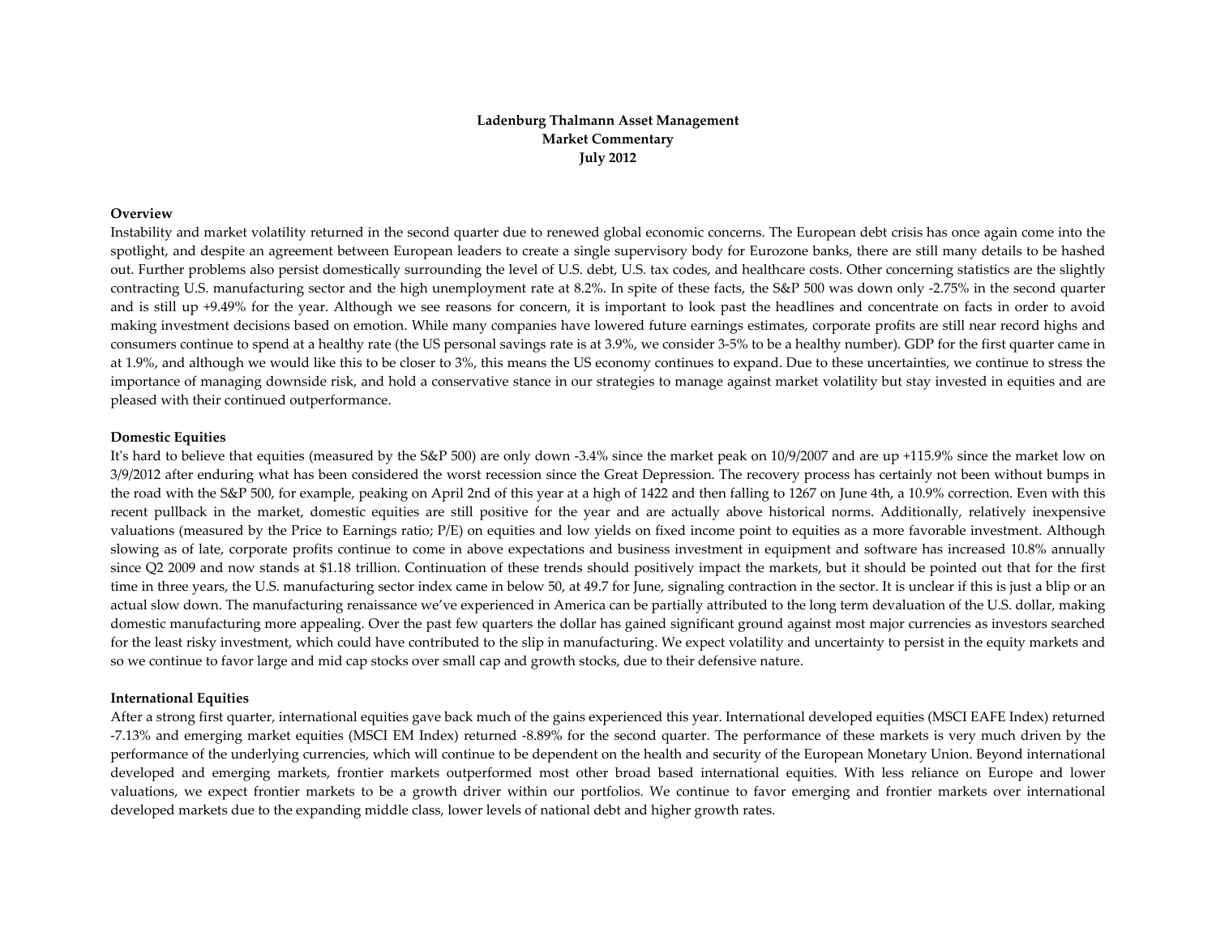**Ladenburg Thalmann Asset Management**
**Market Commentary**
**July 2012**

**Overview**

Instability and market volatility returned in the second quarter due to renewed global economic concerns. The European debt crisis has once again come into the spotlight, and despite an agreement between European leaders to create a single supervisory body for Eurozone banks, there are still many details to be hashed out. Further problems also persist domestically surrounding the level of U.S. debt, U.S. tax codes, and healthcare costs. Other concerning statistics are the slightly contracting U.S. manufacturing sector and the high unemployment rate at 8.2%. In spite of these facts, the S&P 500 was down only -2.75% in the second quarter and is still up +9.49% for the year. Although we see reasons for concern, it is important to look past the headlines and concentrate on facts in order to avoid making investment decisions based on emotion. While many companies have lowered future earnings estimates, corporate profits are still near record highs and consumers continue to spend at a healthy rate (the US personal savings rate is at 3.9%, we consider 3-5% to be a healthy number). GDP for the first quarter came in at 1.9%, and although we would like this to be closer to 3%, this means the US economy continues to expand. Due to these uncertainties, we continue to stress the importance of managing downside risk, and hold a conservative stance in our strategies to manage against market volatility but stay invested in equities and are pleased with their continued outperformance.

**Domestic Equities**

It's hard to believe that equities (measured by the S&P 500) are only down -3.4% since the market peak on 10/9/2007 and are up +115.9% since the market low on 3/9/2012 after enduring what has been considered the worst recession since the Great Depression. The recovery process has certainly not been without bumps in the road with the S&P 500, for example, peaking on April 2nd of this year at a high of 1422 and then falling to 1267 on June 4th, a 10.9% correction. Even with this recent pullback in the market, domestic equities are still positive for the year and are actually above historical norms. Additionally, relatively inexpensive valuations (measured by the Price to Earnings ratio; P/E) on equities and low yields on fixed income point to equities as a more favorable investment. Although slowing as of late, corporate profits continue to come in above expectations and business investment in equipment and software has increased 10.8% annually since Q2 2009 and now stands at $1.18 trillion. Continuation of these trends should positively impact the markets, but it should be pointed out that for the first time in three years, the U.S. manufacturing sector index came in below 50, at 49.7 for June, signaling contraction in the sector. It is unclear if this is just a blip or an actual slow down. The manufacturing renaissance we've experienced in America can be partially attributed to the long term devaluation of the U.S. dollar, making domestic manufacturing more appealing. Over the past few quarters the dollar has gained significant ground against most major currencies as investors searched for the least risky investment, which could have contributed to the slip in manufacturing. We expect volatility and uncertainty to persist in the equity markets and so we continue to favor large and mid cap stocks over small cap and growth stocks, due to their defensive nature.

**International Equities**

After a strong first quarter, international equities gave back much of the gains experienced this year. International developed equities (MSCI EAFE Index) returned -7.13% and emerging market equities (MSCI EM Index) returned -8.89% for the second quarter. The performance of these markets is very much driven by the performance of the underlying currencies, which will continue to be dependent on the health and security of the European Monetary Union. Beyond international developed and emerging markets, frontier markets outperformed most other broad based international equities. With less reliance on Europe and lower valuations, we expect frontier markets to be a growth driver within our portfolios. We continue to favor emerging and frontier markets over international developed markets due to the expanding middle class, lower levels of national debt and higher growth rates.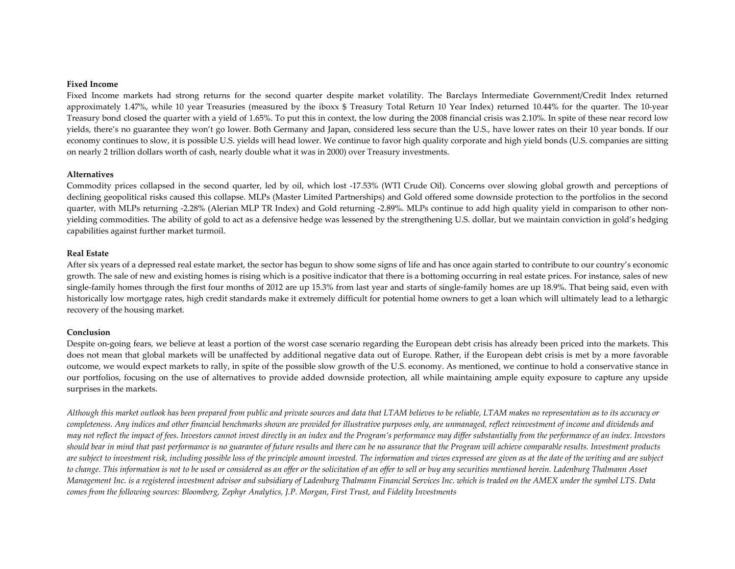## Fixed Income

Fixed Income markets had strong returns for the second quarter despite market volatility. The Barclays Intermediate Government/Credit Index returned approximately 1.47%, while 10 year Treasuries (measured by the iboxx $ Treasury Total Return 10 Year Index) returned 10.44% for the quarter. The 10-year Treasury bond closed the quarter with a yield of 1.65%. To put this in context, the low during the 2008 financial crisis was 2.10%. In spite of these near record low yields, there's no guarantee they won't go lower. Both Germany and Japan, considered less secure than the U.S., have lower rates on their 10 year bonds. If our economy continues to slow, it is possible U.S. yields will head lower. We continue to favor high quality corporate and high yield bonds (U.S. companies are sitting on nearly 2 trillion dollars worth of cash, nearly double what it was in 2000) over Treasury investments.

## Alternatives

Commodity prices collapsed in the second quarter, led by oil, which lost -17.53% (WTI Crude Oil). Concerns over slowing global growth and perceptions of declining geopolitical risks caused this collapse. MLPs (Master Limited Partnerships) and Gold offered some downside protection to the portfolios in the second quarter, with MLPs returning -2.28% (Alerian MLP TR Index) and Gold returning -2.89%. MLPs continue to add high quality yield in comparison to other non-yielding commodities. The ability of gold to act as a defensive hedge was lessened by the strengthening U.S. dollar, but we maintain conviction in gold's hedging capabilities against further market turmoil.

## Real Estate

After six years of a depressed real estate market, the sector has begun to show some signs of life and has once again started to contribute to our country's economic growth. The sale of new and existing homes is rising which is a positive indicator that there is a bottoming occurring in real estate prices. For instance, sales of new single-family homes through the first four months of 2012 are up 15.3% from last year and starts of single-family homes are up 18.9%. That being said, even with historically low mortgage rates, high credit standards make it extremely difficult for potential home owners to get a loan which will ultimately lead to a lethargic recovery of the housing market.

## Conclusion

Despite on-going fears, we believe at least a portion of the worst case scenario regarding the European debt crisis has already been priced into the markets. This does not mean that global markets will be unaffected by additional negative data out of Europe. Rather, if the European debt crisis is met by a more favorable outcome, we would expect markets to rally, in spite of the possible slow growth of the U.S. economy. As mentioned, we continue to hold a conservative stance in our portfolios, focusing on the use of alternatives to provide added downside protection, all while maintaining ample equity exposure to capture any upside surprises in the markets.

*Although this market outlook has been prepared from public and private sources and data that LTAM believes to be reliable, LTAM makes no representation as to its accuracy or completeness. Any indices and other financial benchmarks shown are provided for illustrative purposes only, are unmanaged, reflect reinvestment of income and dividends and may not reflect the impact of fees. Investors cannot invest directly in an index and the Program's performance may differ substantially from the performance of an index. Investors should bear in mind that past performance is no guarantee of future results and there can be no assurance that the Program will achieve comparable results. Investment products are subject to investment risk, including possible loss of the principle amount invested. The information and views expressed are given as at the date of the writing and are subject to change. This information is not to be used or considered as an offer or the solicitation of an offer to sell or buy any securities mentioned herein. Ladenburg Thalmann Asset Management Inc. is a registered investment advisor and subsidiary of Ladenburg Thalmann Financial Services Inc. which is traded on the AMEX under the symbol LTS. Data comes from the following sources: Bloomberg, Zephyr Analytics, J.P. Morgan, First Trust, and Fidelity Investments*